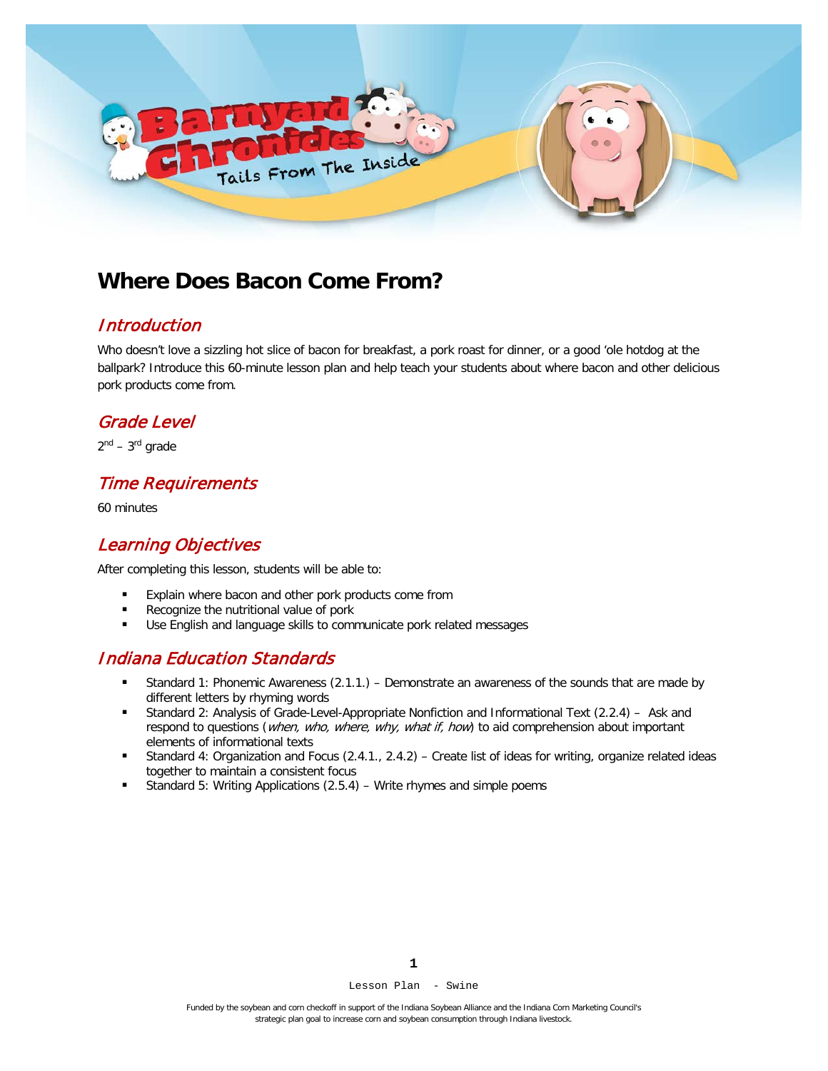# Where Does Bacon Come From?

## *Introduction*

Who doesn't love a sizzling hot slice of bacon for breakfast, a pork roast for dinner, or a good 'ole hotdog at the ballpark? Introduce this 60-minute lesson plan and help teach your students about where bacon and other delicious pork products come from.

## *Grade Level*

2nd – 3rd grade

## *Time Requirements*

60 minutes

## *Learning Objectives*

After completing this lesson, students will be able to:

- Explain where bacon and other pork products come from
- Recognize the nutritional value of pork
- Use English and language skills to communicate pork related messages

## *Indiana Education Standards*

- Standard 1: Phonemic Awareness (2.1.1.) – Demonstrate an awareness of the sounds that are made by different letters by rhyming words
- Standard 2: Analysis of Grade-Level-Appropriate Nonfiction and Informational Text (2.2.4) – Ask and respond to questions (*when, who, where, why, what if, how*) to aid comprehension about important elements of informational texts
- Standard 4: Organization and Focus (2.4.1., 2.4.2) – Create list of ideas for writing, organize related ideas together to maintain a consistent focus
- Standard 5: Writing Applications (2.5.4) – Write rhymes and simple poems

Lesson Plan - Swine

Funded by the soybean and corn checkoff in support of the Indiana Soybean Alliance and the Indiana Corn Marketing Council's strategic plan goal to increase corn and soybean consumption through Indiana livestock.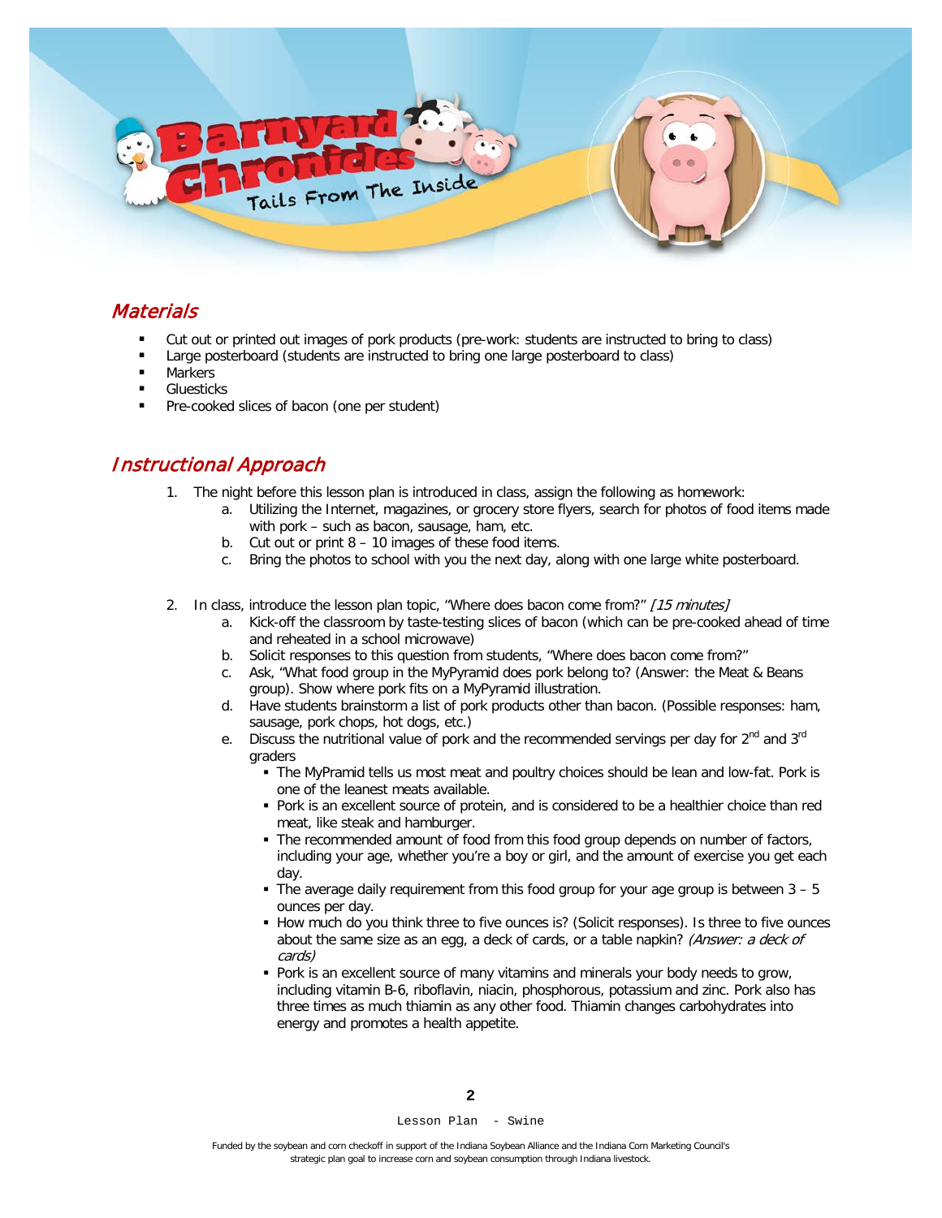## *Materials*

- Cut out or printed out images of pork products (pre-work: students are instructed to bring to class)
- Large posterboard (students are instructed to bring one large posterboard to class)
- Markers
- Gluesticks
- Pre-cooked slices of bacon (one per student)

## *Instructional Approach*

1. The night before this lesson plan is introduced in class, assign the following as homework:
   a. Utilizing the Internet, magazines, or grocery store flyers, search for photos of food items made with pork – such as bacon, sausage, ham, etc.
   b. Cut out or print 8 – 10 images of these food items.
   c. Bring the photos to school with you the next day, along with one large white posterboard.

2. In class, introduce the lesson plan topic, "Where does bacon come from?" *[15 minutes]*
   a. Kick-off the classroom by taste-testing slices of bacon (which can be pre-cooked ahead of time and reheated in a school microwave)
   b. Solicit responses to this question from students, "Where does bacon come from?"
   c. Ask, "What food group in the MyPyramid does pork belong to? (Answer: the Meat & Beans group). Show where pork fits on a MyPyramid illustration.
   d. Have students brainstorm a list of pork products other than bacon. (Possible responses: ham, sausage, pork chops, hot dogs, etc.)
   e. Discuss the nutritional value of pork and the recommended servings per day for 2nd and 3rd graders
      - The MyPramid tells us most meat and poultry choices should be lean and low-fat. Pork is one of the leanest meats available.
      - Pork is an excellent source of protein, and is considered to be a healthier choice than red meat, like steak and hamburger.
      - The recommended amount of food from this food group depends on number of factors, including your age, whether you're a boy or girl, and the amount of exercise you get each day.
      - The average daily requirement from this food group for your age group is between 3 – 5 ounces per day.
      - How much do you think three to five ounces is? (Solicit responses). Is three to five ounces about the same size as an egg, a deck of cards, or a table napkin? *(Answer: a deck of cards)*
      - Pork is an excellent source of many vitamins and minerals your body needs to grow, including vitamin B-6, riboflavin, niacin, phosphorous, potassium and zinc. Pork also has three times as much thiamin as any other food. Thiamin changes carbohydrates into energy and promotes a health appetite.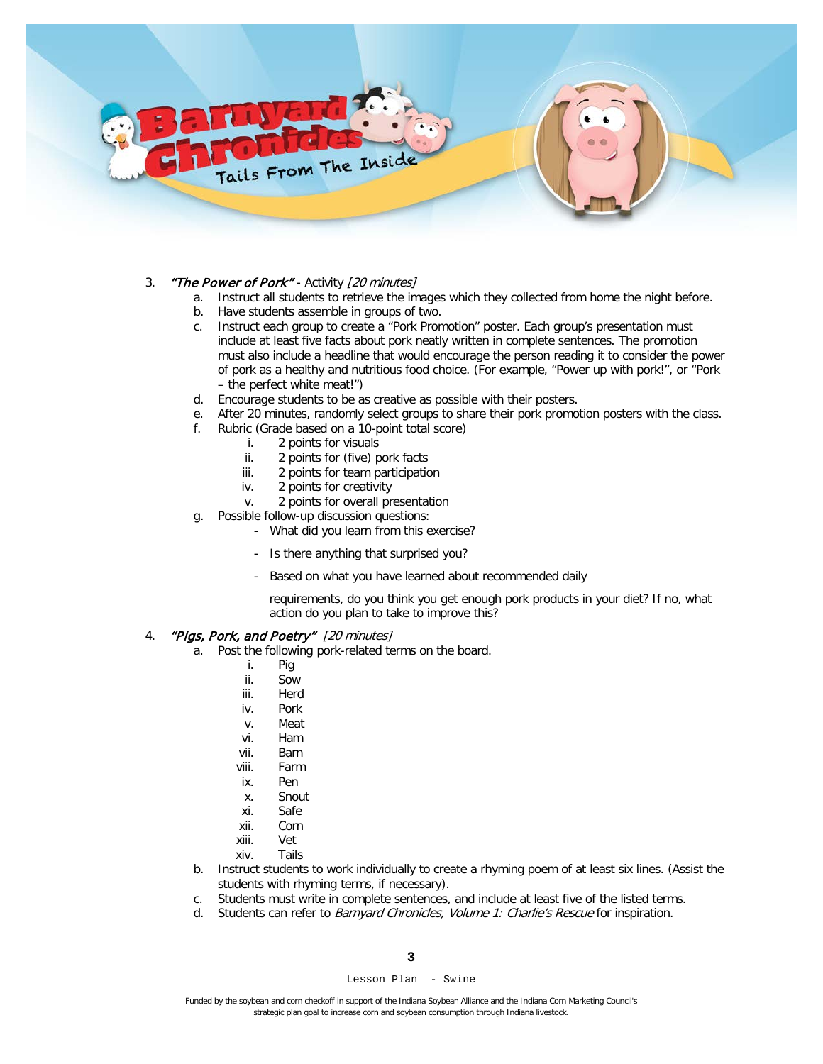3. ***"The Power of Pork"*** - Activity *[20 minutes]*
   a. Instruct all students to retrieve the images which they collected from home the night before.
   b. Have students assemble in groups of two.
   c. Instruct each group to create a "Pork Promotion" poster. Each group's presentation must include at least five facts about pork neatly written in complete sentences. The promotion must also include a headline that would encourage the person reading it to consider the power of pork as a healthy and nutritious food choice. (For example, "Power up with pork!", or "Pork – the perfect white meat!")
   d. Encourage students to be as creative as possible with their posters.
   e. After 20 minutes, randomly select groups to share their pork promotion posters with the class.
   f. Rubric (Grade based on a 10-point total score)
      i. 2 points for visuals
      ii. 2 points for (five) pork facts
      iii. 2 points for team participation
      iv. 2 points for creativity
      v. 2 points for overall presentation
   g. Possible follow-up discussion questions:
      - What did you learn from this exercise?
      - Is there anything that surprised you?
      - Based on what you have learned about recommended daily requirements, do you think you get enough pork products in your diet? If no, what action do you plan to take to improve this?

4. ***"Pigs, Pork, and Poetry"*** *[20 minutes]*
   a. Post the following pork-related terms on the board.
      i. Pig
      ii. Sow
      iii. Herd
      iv. Pork
      v. Meat
      vi. Ham
      vii. Barn
      viii. Farm
      ix. Pen
      x. Snout
      xi. Safe
      xii. Corn
      xiii. Vet
      xiv. Tails
   b. Instruct students to work individually to create a rhyming poem of at least six lines. (Assist the students with rhyming terms, if necessary).
   c. Students must write in complete sentences, and include at least five of the listed terms.
   d. Students can refer to *Barnyard Chronicles, Volume 1: Charlie's Rescue* for inspiration.

Funded by the soybean and corn checkoff in support of the Indiana Soybean Alliance and the Indiana Corn Marketing Council's strategic plan goal to increase corn and soybean consumption through Indiana livestock.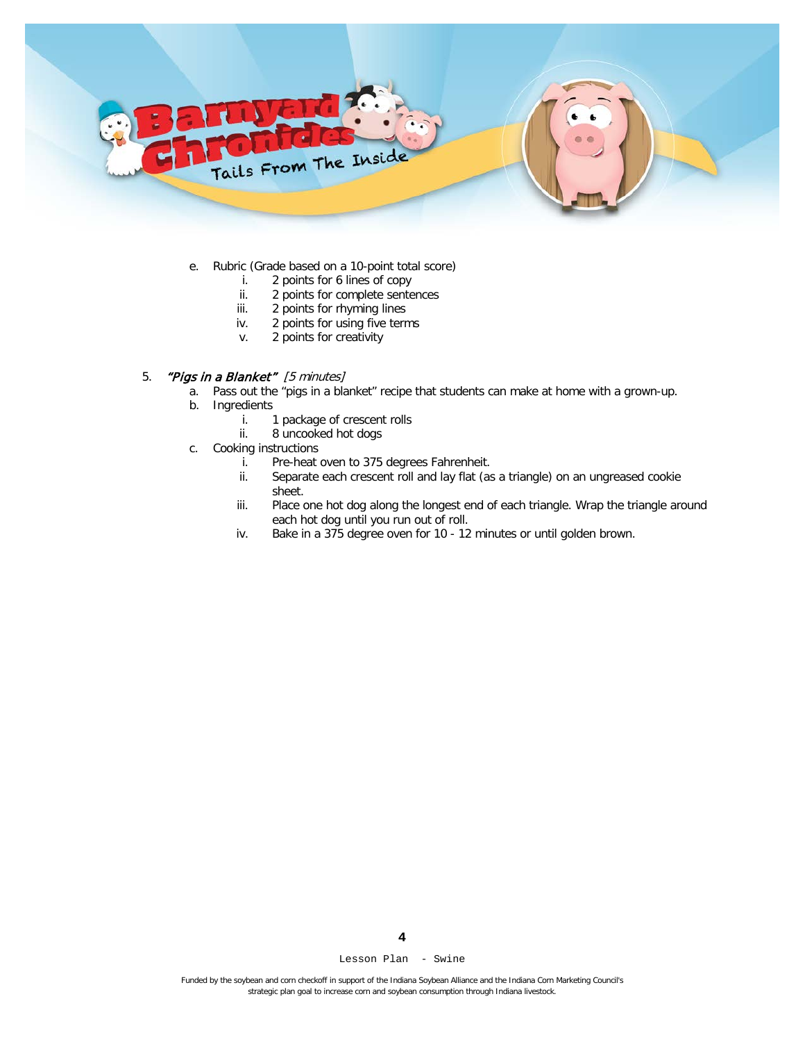e. Rubric (Grade based on a 10-point total score)
   i. 2 points for 6 lines of copy
   ii. 2 points for complete sentences
   iii. 2 points for rhyming lines
   iv. 2 points for using five terms
   v. 2 points for creativity

5. ***"Pigs in a Blanket"*** *[5 minutes]*
   a. Pass out the "pigs in a blanket" recipe that students can make at home with a grown-up.
   b. Ingredients
      i. 1 package of crescent rolls
      ii. 8 uncooked hot dogs
   c. Cooking instructions
      i. Pre-heat oven to 375 degrees Fahrenheit.
      ii. Separate each crescent roll and lay flat (as a triangle) on an ungreased cookie sheet.
      iii. Place one hot dog along the longest end of each triangle. Wrap the triangle around each hot dog until you run out of roll.
      iv. Bake in a 375 degree oven for 10 - 12 minutes or until golden brown.

Funded by the soybean and corn checkoff in support of the Indiana Soybean Alliance and the Indiana Corn Marketing Council's strategic plan goal to increase corn and soybean consumption through Indiana livestock.